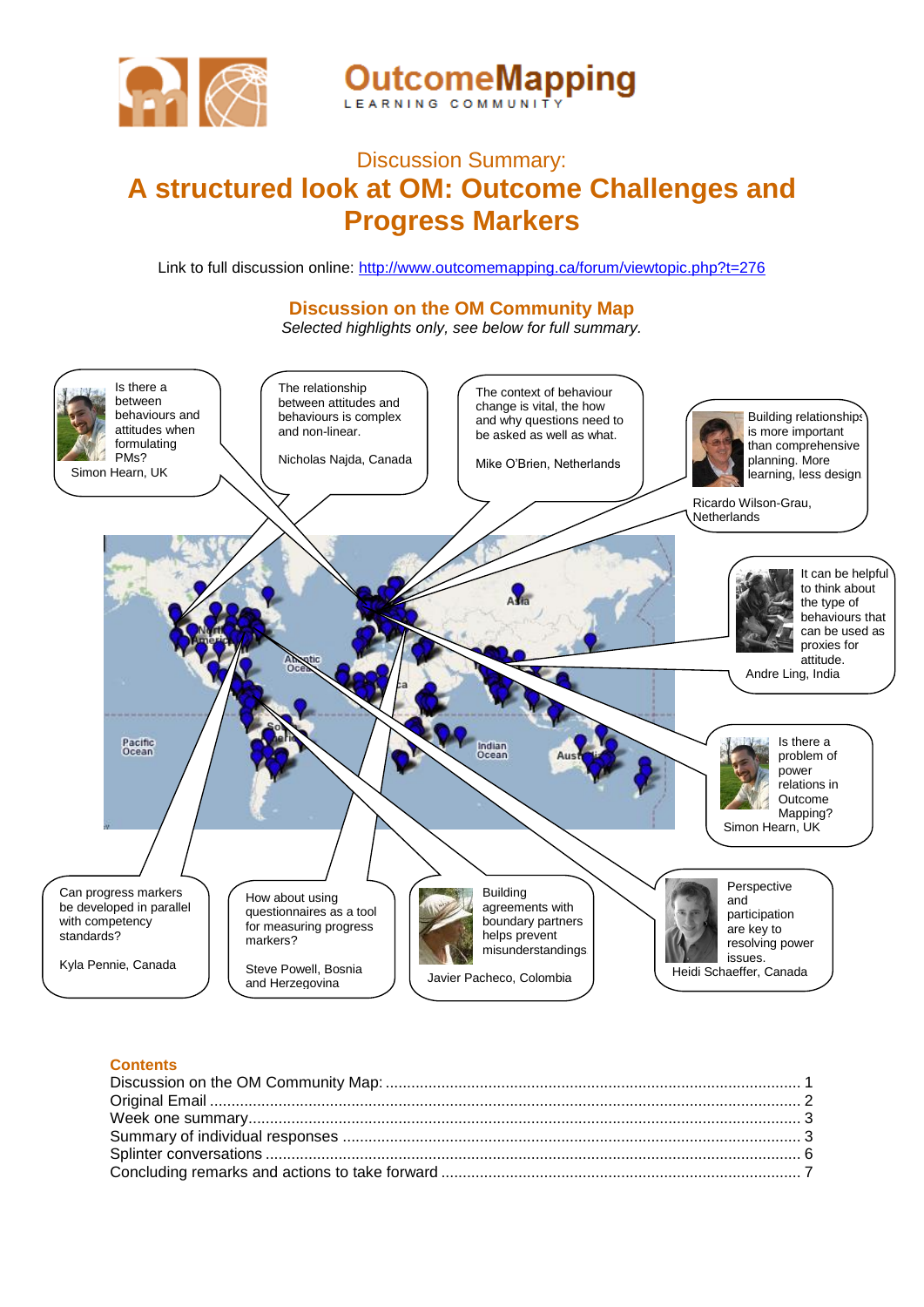OutcomeMapping
LEARNING COMMUNITY

## Discussion Summary:

# A structured look at OM: Outcome Challenges and Progress Markers

Link to full discussion online: http://www.outcomemapping.ca/forum/viewtopic.php?t=276

### Discussion on the OM Community Map

*Selected highlights only, see below for full summary.*

Is there a between behaviours and attitudes when formulating PMs?
Simon Hearn, UK

The relationship between attitudes and behaviours is complex and non-linear.
Nicholas Najda, Canada

The context of behaviour change is vital, the how and why questions need to be asked as well as what.
Mike O'Brien, Netherlands

Building relationships is more important than comprehensive planning. More learning, less design
Ricardo Wilson-Grau, Netherlands

It can be helpful to think about the type of behaviours that can be used as proxies for attitude.
Andre Ling, India

Is there a problem of power relations in Outcome Mapping?
Simon Hearn, UK

Can progress markers be developed in parallel with competency standards?
Kyla Pennie, Canada

How about using questionnaires as a tool for measuring progress markers?
Steve Powell, Bosnia and Herzegovina

Building agreements with boundary partners helps prevent misunderstandings
Javier Pacheco, Colombia

Perspective and participation are key to resolving power issues.
Heidi Schaeffer, Canada

### Contents

- Discussion on the OM Community Map: ... 1
- Original Email ... 2
- Week one summary ... 3
- Summary of individual responses ... 3
- Splinter conversations ... 6
- Concluding remarks and actions to take forward ... 7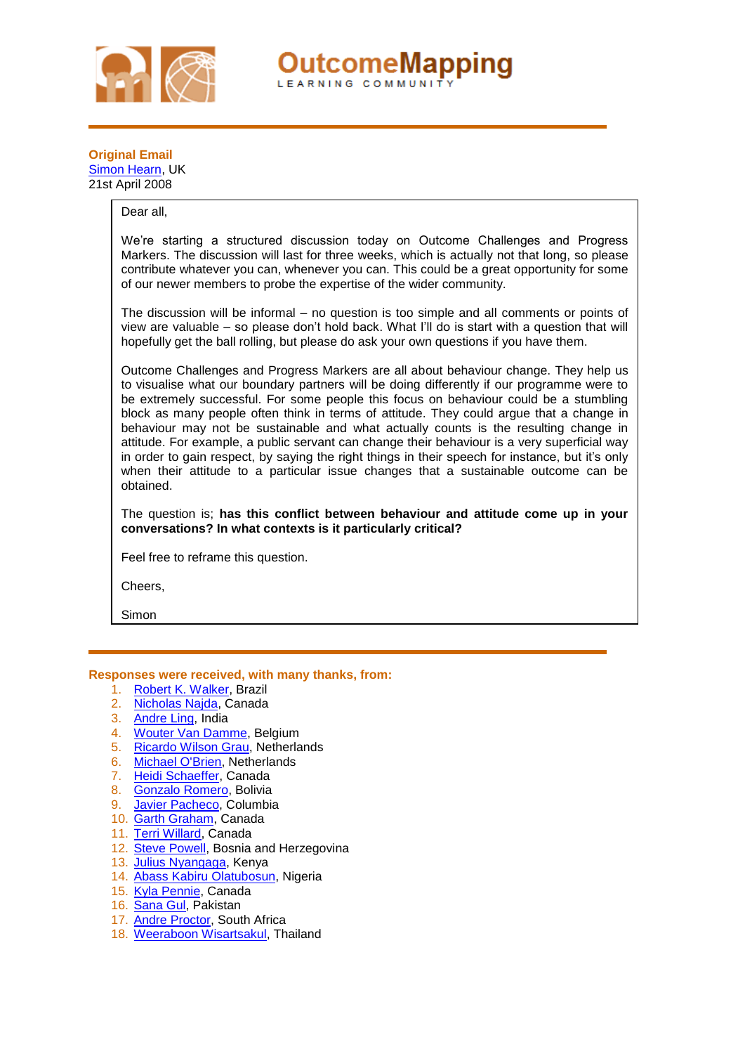**Original Email**
[Simon Hearn](), UK
21st April 2008

> Dear all,
>
> We're starting a structured discussion today on Outcome Challenges and Progress Markers. The discussion will last for three weeks, which is actually not that long, so please contribute whatever you can, whenever you can. This could be a great opportunity for some of our newer members to probe the expertise of the wider community.
>
> The discussion will be informal – no question is too simple and all comments or points of view are valuable – so please don't hold back. What I'll do is start with a question that will hopefully get the ball rolling, but please do ask your own questions if you have them.
>
> Outcome Challenges and Progress Markers are all about behaviour change. They help us to visualise what our boundary partners will be doing differently if our programme were to be extremely successful. For some people this focus on behaviour could be a stumbling block as many people often think in terms of attitude. They could argue that a change in behaviour may not be sustainable and what actually counts is the resulting change in attitude. For example, a public servant can change their behaviour is a very superficial way in order to gain respect, by saying the right things in their speech for instance, but it's only when their attitude to a particular issue changes that a sustainable outcome can be obtained.
>
> The question is; **has this conflict between behaviour and attitude come up in your conversations? In what contexts is it particularly critical?**
>
> Feel free to reframe this question.
>
> Cheers,
>
> Simon

**Responses were received, with many thanks, from:**

1. Robert K. Walker, Brazil
2. Nicholas Najda, Canada
3. Andre Ling, India
4. Wouter Van Damme, Belgium
5. Ricardo Wilson Grau, Netherlands
6. Michael O'Brien, Netherlands
7. Heidi Schaeffer, Canada
8. Gonzalo Romero, Bolivia
9. Javier Pacheco, Columbia
10. Garth Graham, Canada
11. Terri Willard, Canada
12. Steve Powell, Bosnia and Herzegovina
13. Julius Nyangaga, Kenya
14. Abass Kabiru Olatubosun, Nigeria
15. Kyla Pennie, Canada
16. Sana Gul, Pakistan
17. Andre Proctor, South Africa
18. Weeraboon Wisartsakul, Thailand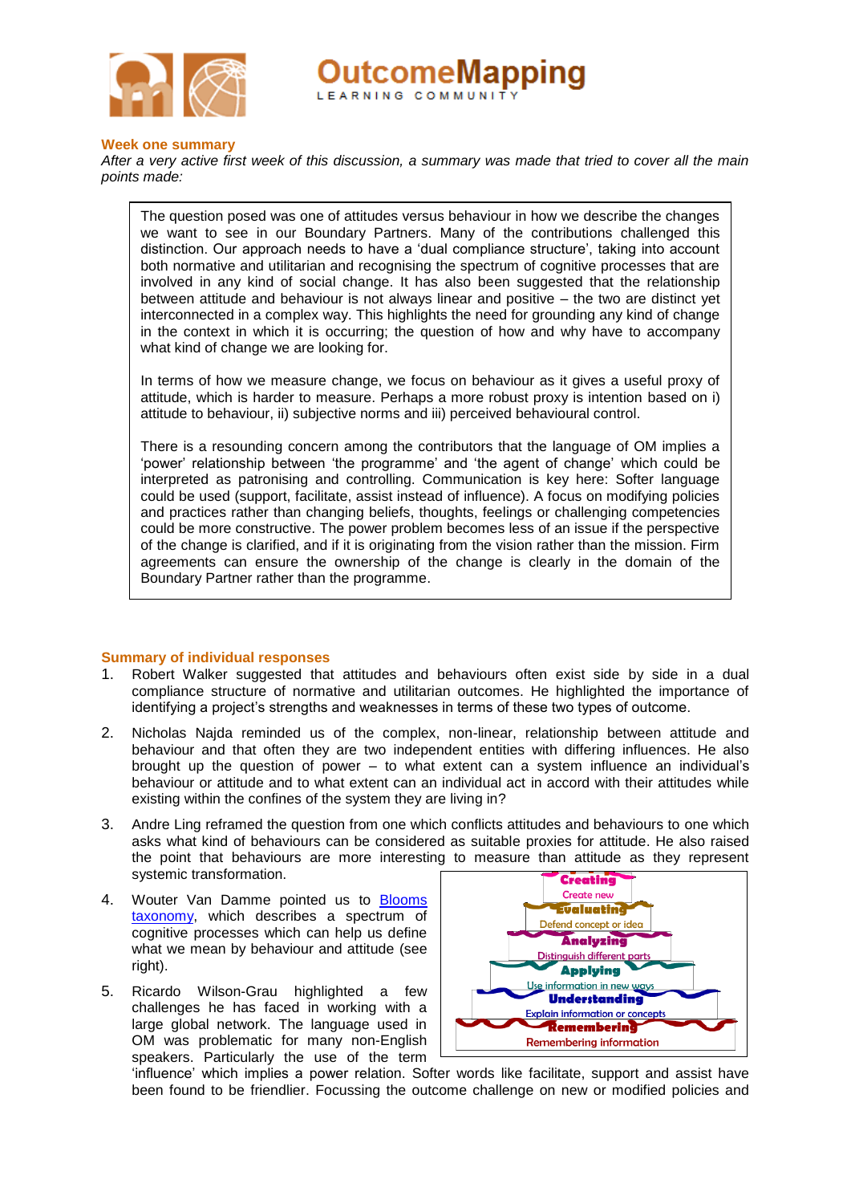**Week one summary**

*After a very active first week of this discussion, a summary was made that tried to cover all the main points made:*

> The question posed was one of attitudes versus behaviour in how we describe the changes we want to see in our Boundary Partners. Many of the contributions challenged this distinction. Our approach needs to have a 'dual compliance structure', taking into account both normative and utilitarian and recognising the spectrum of cognitive processes that are involved in any kind of social change. It has also been suggested that the relationship between attitude and behaviour is not always linear and positive – the two are distinct yet interconnected in a complex way. This highlights the need for grounding any kind of change in the context in which it is occurring; the question of how and why have to accompany what kind of change we are looking for.
>
> In terms of how we measure change, we focus on behaviour as it gives a useful proxy of attitude, which is harder to measure. Perhaps a more robust proxy is intention based on i) attitude to behaviour, ii) subjective norms and iii) perceived behavioural control.
>
> There is a resounding concern among the contributors that the language of OM implies a 'power' relationship between 'the programme' and 'the agent of change' which could be interpreted as patronising and controlling. Communication is key here: Softer language could be used (support, facilitate, assist instead of influence). A focus on modifying policies and practices rather than changing beliefs, thoughts, feelings or challenging competencies could be more constructive. The power problem becomes less of an issue if the perspective of the change is clarified, and if it is originating from the vision rather than the mission. Firm agreements can ensure the ownership of the change is clearly in the domain of the Boundary Partner rather than the programme.

**Summary of individual responses**

1. Robert Walker suggested that attitudes and behaviours often exist side by side in a dual compliance structure of normative and utilitarian outcomes. He highlighted the importance of identifying a project's strengths and weaknesses in terms of these two types of outcome.
2. Nicholas Najda reminded us of the complex, non-linear, relationship between attitude and behaviour and that often they are two independent entities with differing influences. He also brought up the question of power – to what extent can a system influence an individual's behaviour or attitude and to what extent can an individual act in accord with their attitudes while existing within the confines of the system they are living in?
3. Andre Ling reframed the question from one which conflicts attitudes and behaviours to one which asks what kind of behaviours can be considered as suitable proxies for attitude. He also raised the point that behaviours are more interesting to measure than attitude as they represent systemic transformation.
4. Wouter Van Damme pointed us to [Blooms taxonomy](), which describes a spectrum of cognitive processes which can help us define what we mean by behaviour and attitude (see right).
5. Ricardo Wilson-Grau highlighted a few challenges he has faced in working with a large global network. The language used in OM was problematic for many non-English speakers. Particularly the use of the term 'influence' which implies a power relation. Softer words like facilitate, support and assist have been found to be friendlier. Focussing the outcome challenge on new or modified policies and

Creating – Create new
Evaluating – Defend concept or idea
Analyzing – Distinguish different parts
Applying – Use information in new ways
Understanding – Explain information or concepts
Remembering – Remembering information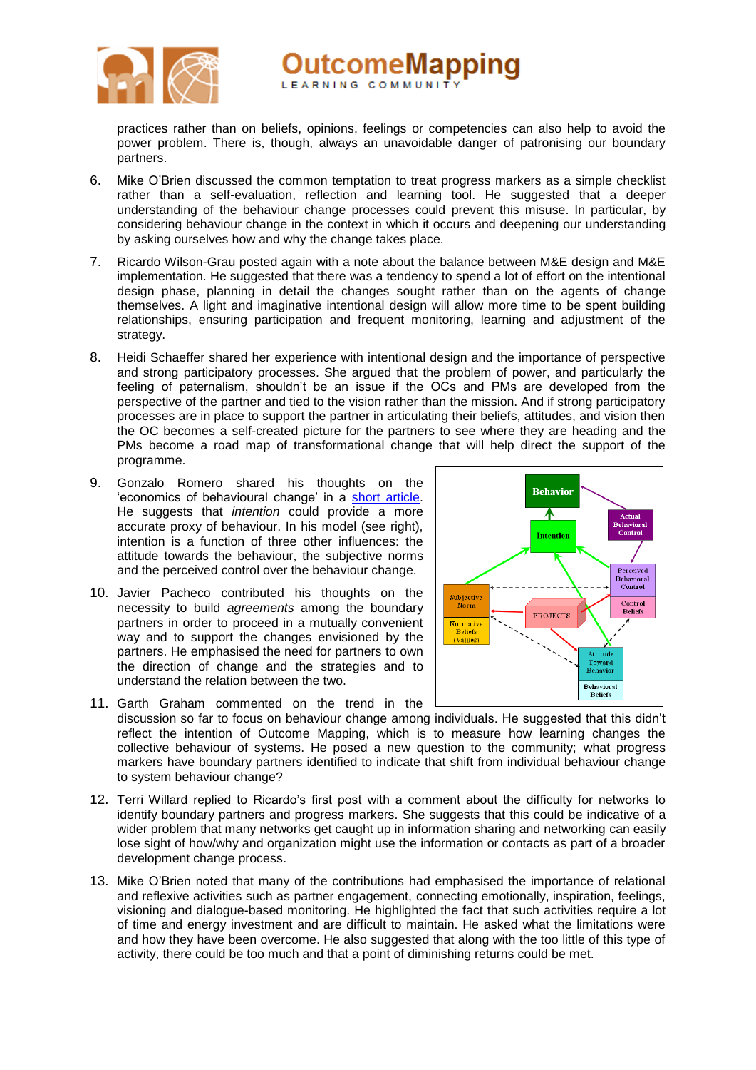practices rather than on beliefs, opinions, feelings or competencies can also help to avoid the power problem. There is, though, always an unavoidable danger of patronising our boundary partners.

6. Mike O'Brien discussed the common temptation to treat progress markers as a simple checklist rather than a self-evaluation, reflection and learning tool. He suggested that a deeper understanding of the behaviour change processes could prevent this misuse. In particular, by considering behaviour change in the context in which it occurs and deepening our understanding by asking ourselves how and why the change takes place.

7. Ricardo Wilson-Grau posted again with a note about the balance between M&E design and M&E implementation. He suggested that there was a tendency to spend a lot of effort on the intentional design phase, planning in detail the changes sought rather than on the agents of change themselves. A light and imaginative intentional design will allow more time to be spent building relationships, ensuring participation and frequent monitoring, learning and adjustment of the strategy.

8. Heidi Schaeffer shared her experience with intentional design and the importance of perspective and strong participatory processes. She argued that the problem of power, and particularly the feeling of paternalism, shouldn't be an issue if the OCs and PMs are developed from the perspective of the partner and tied to the vision rather than the mission. And if strong participatory processes are in place to support the partner in articulating their beliefs, attitudes, and vision then the OC becomes a self-created picture for the partners to see where they are heading and the PMs become a road map of transformational change that will help direct the support of the programme.

9. Gonzalo Romero shared his thoughts on the 'economics of behavioural change' in a [short article](). He suggests that *intention* could provide a more accurate proxy of behaviour. In his model (see right), intention is a function of three other influences: the attitude towards the behaviour, the subjective norms and the perceived control over the behaviour change.

10. Javier Pacheco contributed his thoughts on the necessity to build *agreements* among the boundary partners in order to proceed in a mutually convenient way and to support the changes envisioned by the partners. He emphasised the need for partners to own the direction of change and the strategies and to understand the relation between the two.

11. Garth Graham commented on the trend in the discussion so far to focus on behaviour change among individuals. He suggested that this didn't reflect the intention of Outcome Mapping, which is to measure how learning changes the collective behaviour of systems. He posed a new question to the community; what progress markers have boundary partners identified to indicate that shift from individual behaviour change to system behaviour change?

12. Terri Willard replied to Ricardo's first post with a comment about the difficulty for networks to identify boundary partners and progress markers. She suggests that this could be indicative of a wider problem that many networks get caught up in information sharing and networking can easily lose sight of how/why and organization might use the information or contacts as part of a broader development change process.

13. Mike O'Brien noted that many of the contributions had emphasised the importance of relational and reflexive activities such as partner engagement, connecting emotionally, inspiration, feelings, visioning and dialogue-based monitoring. He highlighted the fact that such activities require a lot of time and energy investment and are difficult to maintain. He asked what the limitations were and how they have been overcome. He also suggested that along with the too little of this type of activity, there could be too much and that a point of diminishing returns could be met.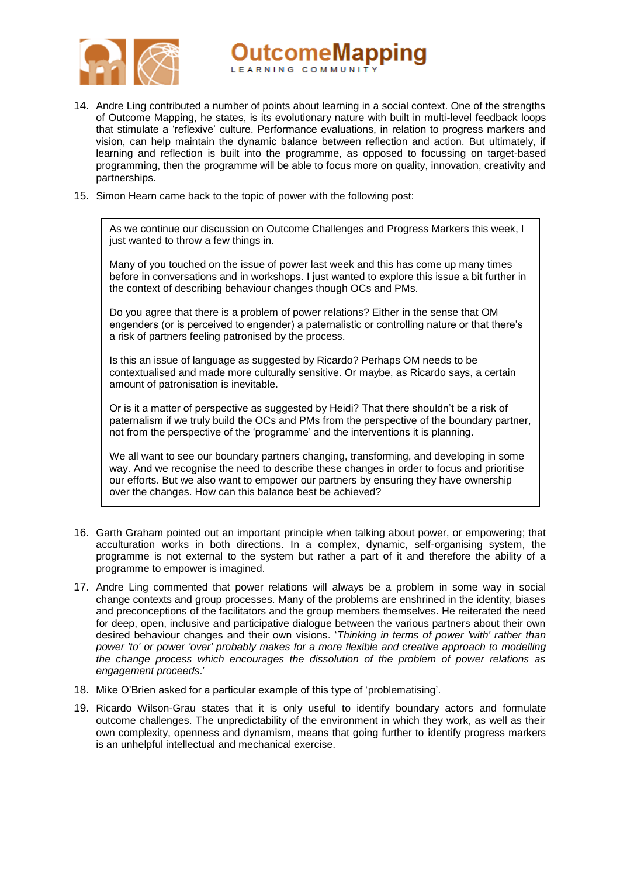14. Andre Ling contributed a number of points about learning in a social context. One of the strengths of Outcome Mapping, he states, is its evolutionary nature with built in multi-level feedback loops that stimulate a 'reflexive' culture. Performance evaluations, in relation to progress markers and vision, can help maintain the dynamic balance between reflection and action. But ultimately, if learning and reflection is built into the programme, as opposed to focussing on target-based programming, then the programme will be able to focus more on quality, innovation, creativity and partnerships.

15. Simon Hearn came back to the topic of power with the following post:

> As we continue our discussion on Outcome Challenges and Progress Markers this week, I just wanted to throw a few things in.
>
> Many of you touched on the issue of power last week and this has come up many times before in conversations and in workshops. I just wanted to explore this issue a bit further in the context of describing behaviour changes though OCs and PMs.
>
> Do you agree that there is a problem of power relations? Either in the sense that OM engenders (or is perceived to engender) a paternalistic or controlling nature or that there's a risk of partners feeling patronised by the process.
>
> Is this an issue of language as suggested by Ricardo? Perhaps OM needs to be contextualised and made more culturally sensitive. Or maybe, as Ricardo says, a certain amount of patronisation is inevitable.
>
> Or is it a matter of perspective as suggested by Heidi? That there shouldn't be a risk of paternalism if we truly build the OCs and PMs from the perspective of the boundary partner, not from the perspective of the 'programme' and the interventions it is planning.
>
> We all want to see our boundary partners changing, transforming, and developing in some way. And we recognise the need to describe these changes in order to focus and prioritise our efforts. But we also want to empower our partners by ensuring they have ownership over the changes. How can this balance best be achieved?

16. Garth Graham pointed out an important principle when talking about power, or empowering; that acculturation works in both directions. In a complex, dynamic, self-organising system, the programme is not external to the system but rather a part of it and therefore the ability of a programme to empower is imagined.

17. Andre Ling commented that power relations will always be a problem in some way in social change contexts and group processes. Many of the problems are enshrined in the identity, biases and preconceptions of the facilitators and the group members themselves. He reiterated the need for deep, open, inclusive and participative dialogue between the various partners about their own desired behaviour changes and their own visions. '*Thinking in terms of power 'with' rather than power 'to' or power 'over' probably makes for a more flexible and creative approach to modelling the change process which encourages the dissolution of the problem of power relations as engagement proceeds*.'

18. Mike O'Brien asked for a particular example of this type of 'problematising'.

19. Ricardo Wilson-Grau states that it is only useful to identify boundary actors and formulate outcome challenges. The unpredictability of the environment in which they work, as well as their own complexity, openness and dynamism, means that going further to identify progress markers is an unhelpful intellectual and mechanical exercise.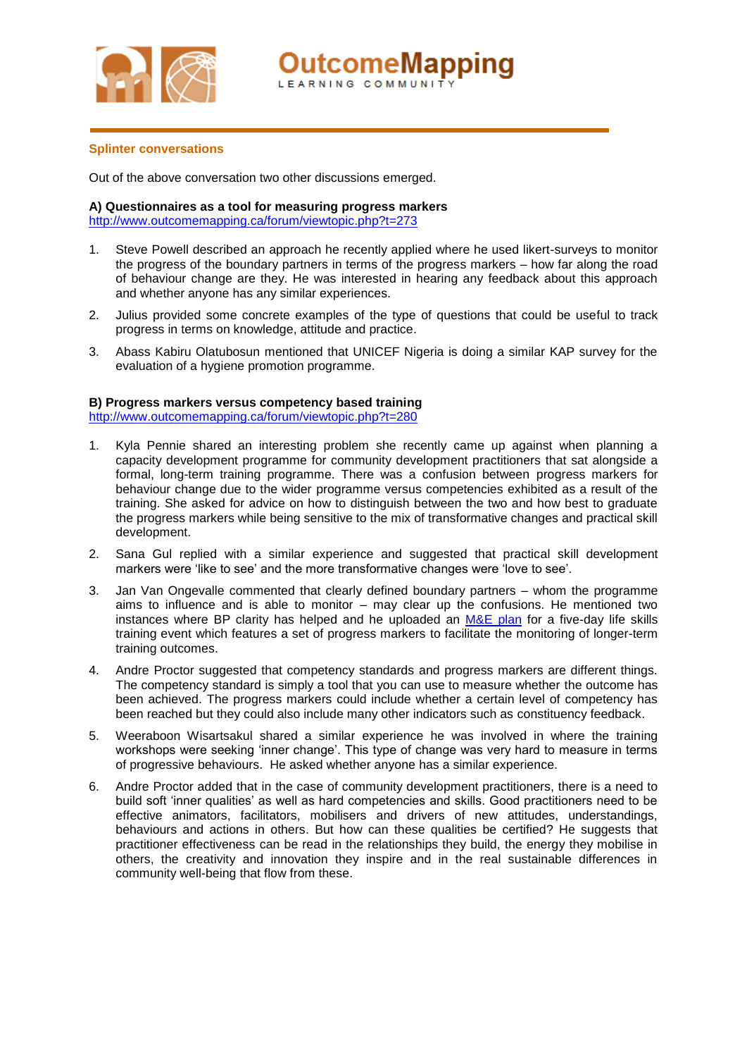## Splinter conversations

Out of the above conversation two other discussions emerged.

**A) Questionnaires as a tool for measuring progress markers**
http://www.outcomemapping.ca/forum/viewtopic.php?t=273

1. Steve Powell described an approach he recently applied where he used likert-surveys to monitor the progress of the boundary partners in terms of the progress markers – how far along the road of behaviour change are they. He was interested in hearing any feedback about this approach and whether anyone has any similar experiences.

2. Julius provided some concrete examples of the type of questions that could be useful to track progress in terms on knowledge, attitude and practice.

3. Abass Kabiru Olatubosun mentioned that UNICEF Nigeria is doing a similar KAP survey for the evaluation of a hygiene promotion programme.

**B) Progress markers versus competency based training**
http://www.outcomemapping.ca/forum/viewtopic.php?t=280

1. Kyla Pennie shared an interesting problem she recently came up against when planning a capacity development programme for community development practitioners that sat alongside a formal, long-term training programme. There was a confusion between progress markers for behaviour change due to the wider programme versus competencies exhibited as a result of the training. She asked for advice on how to distinguish between the two and how best to graduate the progress markers while being sensitive to the mix of transformative changes and practical skill development.

2. Sana Gul replied with a similar experience and suggested that practical skill development markers were 'like to see' and the more transformative changes were 'love to see'.

3. Jan Van Ongevalle commented that clearly defined boundary partners – whom the programme aims to influence and is able to monitor – may clear up the confusions. He mentioned two instances where BP clarity has helped and he uploaded an M&E plan for a five-day life skills training event which features a set of progress markers to facilitate the monitoring of longer-term training outcomes.

4. Andre Proctor suggested that competency standards and progress markers are different things. The competency standard is simply a tool that you can use to measure whether the outcome has been achieved. The progress markers could include whether a certain level of competency has been reached but they could also include many other indicators such as constituency feedback.

5. Weeraboon Wisartsakul shared a similar experience he was involved in where the training workshops were seeking 'inner change'. This type of change was very hard to measure in terms of progressive behaviours. He asked whether anyone has a similar experience.

6. Andre Proctor added that in the case of community development practitioners, there is a need to build soft 'inner qualities' as well as hard competencies and skills. Good practitioners need to be effective animators, facilitators, mobilisers and drivers of new attitudes, understandings, behaviours and actions in others. But how can these qualities be certified? He suggests that practitioner effectiveness can be read in the relationships they build, the energy they mobilise in others, the creativity and innovation they inspire and in the real sustainable differences in community well-being that flow from these.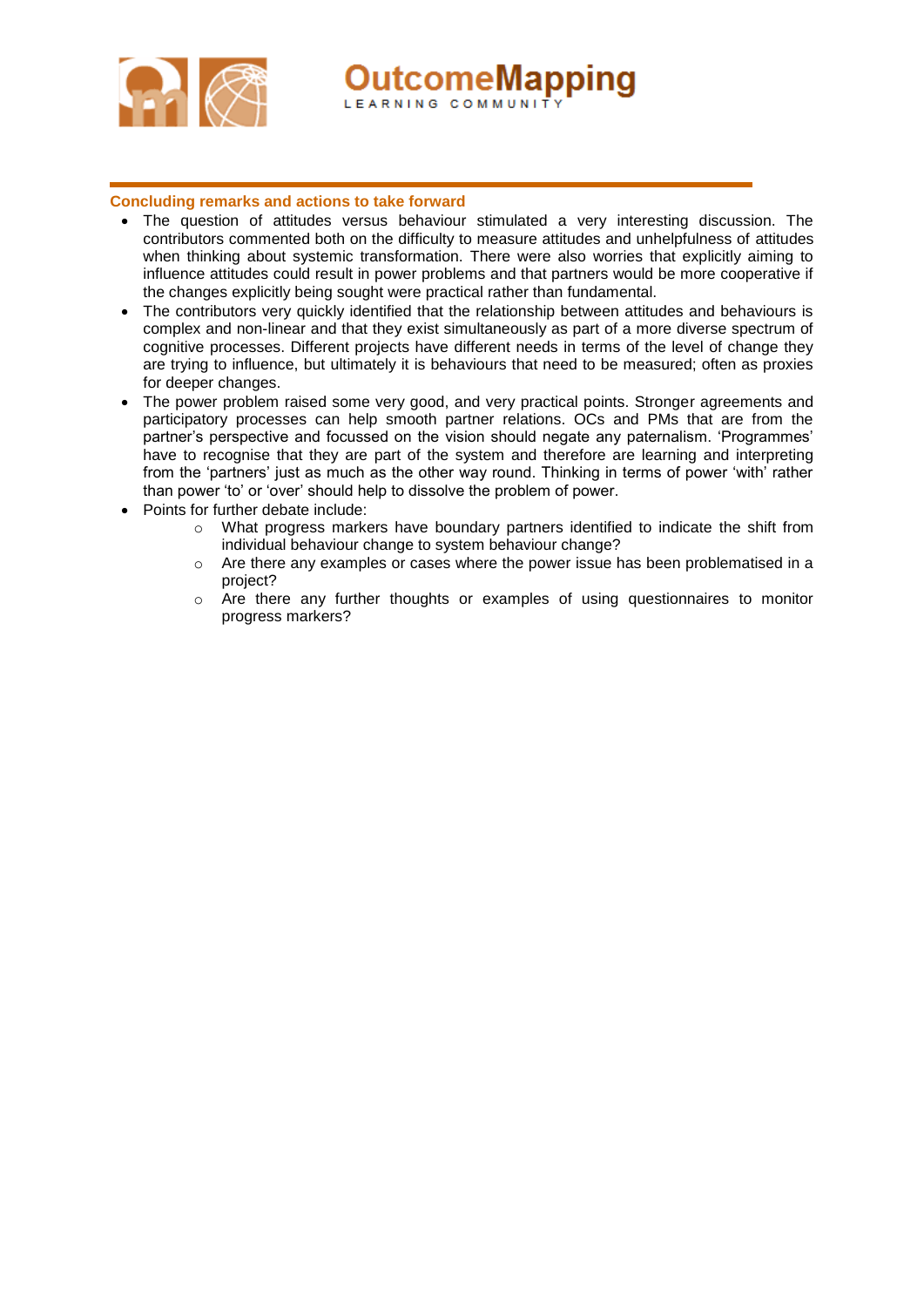## Concluding remarks and actions to take forward

- The question of attitudes versus behaviour stimulated a very interesting discussion. The contributors commented both on the difficulty to measure attitudes and unhelpfulness of attitudes when thinking about systemic transformation. There were also worries that explicitly aiming to influence attitudes could result in power problems and that partners would be more cooperative if the changes explicitly being sought were practical rather than fundamental.
- The contributors very quickly identified that the relationship between attitudes and behaviours is complex and non-linear and that they exist simultaneously as part of a more diverse spectrum of cognitive processes. Different projects have different needs in terms of the level of change they are trying to influence, but ultimately it is behaviours that need to be measured; often as proxies for deeper changes.
- The power problem raised some very good, and very practical points. Stronger agreements and participatory processes can help smooth partner relations. OCs and PMs that are from the partner's perspective and focussed on the vision should negate any paternalism. 'Programmes' have to recognise that they are part of the system and therefore are learning and interpreting from the 'partners' just as much as the other way round. Thinking in terms of power 'with' rather than power 'to' or 'over' should help to dissolve the problem of power.
- Points for further debate include:
  - What progress markers have boundary partners identified to indicate the shift from individual behaviour change to system behaviour change?
  - Are there any examples or cases where the power issue has been problematised in a project?
  - Are there any further thoughts or examples of using questionnaires to monitor progress markers?